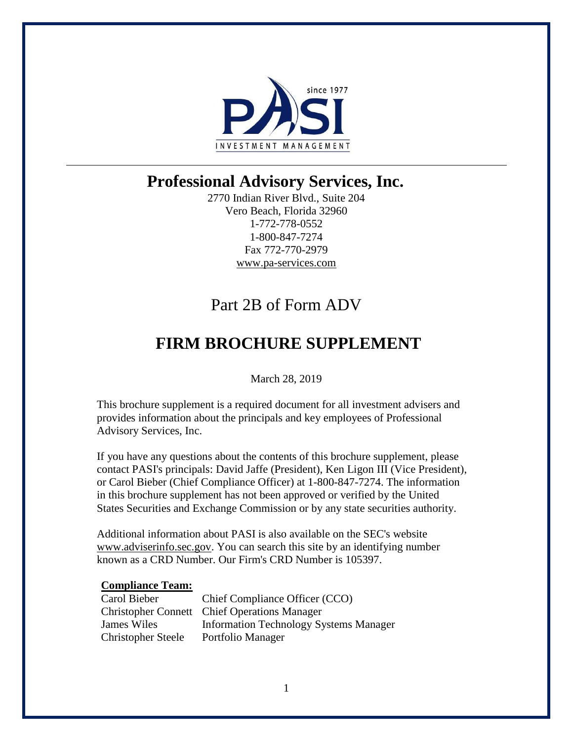# Professional Advisory Services, Inc.

2770 Indian River Blvd., Suite 204
Vero Beach, Florida 32960
1-772-778-0552
1-800-847-7274
Fax 772-770-2979
www.pa-services.com

## Part 2B of Form ADV

# FIRM BROCHURE SUPPLEMENT

March 28, 2019

This brochure supplement is a required document for all investment advisers and provides information about the principals and key employees of Professional Advisory Services, Inc.

If you have any questions about the contents of this brochure supplement, please contact PASI's principals: David Jaffe (President), Ken Ligon III (Vice President), or Carol Bieber (Chief Compliance Officer) at 1-800-847-7274. The information in this brochure supplement has not been approved or verified by the United States Securities and Exchange Commission or by any state securities authority.

Additional information about PASI is also available on the SEC's website www.adviserinfo.sec.gov. You can search this site by an identifying number known as a CRD Number. Our Firm's CRD Number is 105397.

**Compliance Team:**

| | |
|---|---|
| Carol Bieber | Chief Compliance Officer (CCO) |
| Christopher Connett | Chief Operations Manager |
| James Wiles | Information Technology Systems Manager |
| Christopher Steele | Portfolio Manager |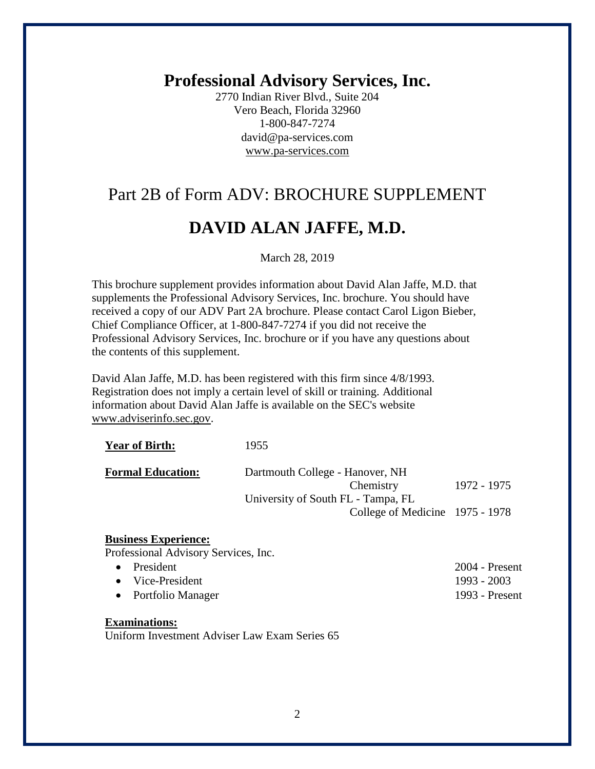# Professional Advisory Services, Inc.

2770 Indian River Blvd., Suite 204
Vero Beach, Florida 32960
1-800-847-7274
david@pa-services.com
www.pa-services.com

## Part 2B of Form ADV: BROCHURE SUPPLEMENT

## DAVID ALAN JAFFE, M.D.

March 28, 2019

This brochure supplement provides information about David Alan Jaffe, M.D. that supplements the Professional Advisory Services, Inc. brochure. You should have received a copy of our ADV Part 2A brochure. Please contact Carol Ligon Bieber, Chief Compliance Officer, at 1-800-847-7274 if you did not receive the Professional Advisory Services, Inc. brochure or if you have any questions about the contents of this supplement.

David Alan Jaffe, M.D. has been registered with this firm since 4/8/1993. Registration does not imply a certain level of skill or training. Additional information about David Alan Jaffe is available on the SEC's website www.adviserinfo.sec.gov.

**Year of Birth:** 1955

**Formal Education:**

| | |
|---|---|
| Dartmouth College - Hanover, NH — Chemistry | 1972 - 1975 |
| University of South FL - Tampa, FL — College of Medicine | 1975 - 1978 |

**Business Experience:**

Professional Advisory Services, Inc.

- President — 2004 - Present
- Vice-President — 1993 - 2003
- Portfolio Manager — 1993 - Present

**Examinations:**

Uniform Investment Adviser Law Exam Series 65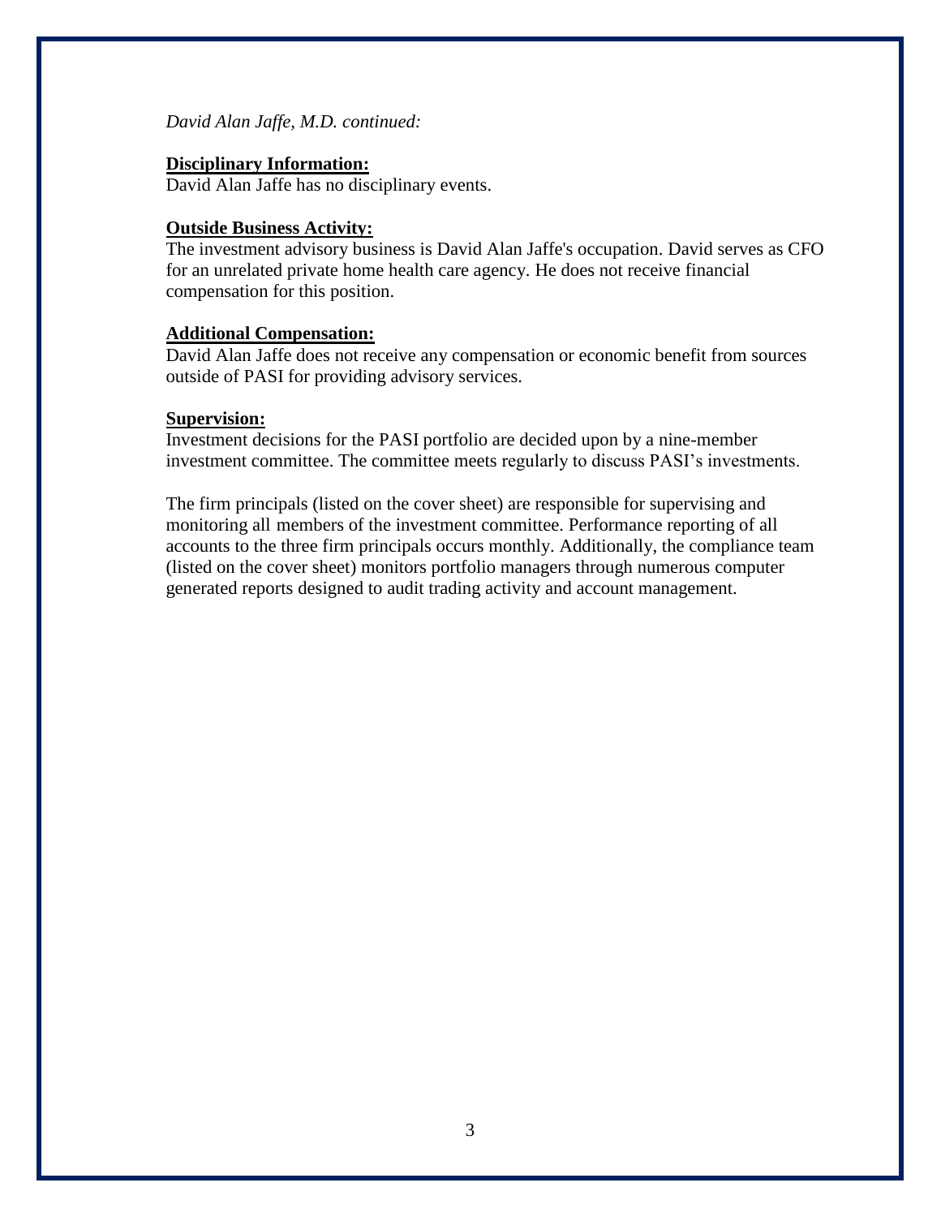*David Alan Jaffe, M.D. continued:*

**Disciplinary Information:**

David Alan Jaffe has no disciplinary events.

**Outside Business Activity:**

The investment advisory business is David Alan Jaffe's occupation. David serves as CFO for an unrelated private home health care agency. He does not receive financial compensation for this position.

**Additional Compensation:**

David Alan Jaffe does not receive any compensation or economic benefit from sources outside of PASI for providing advisory services.

**Supervision:**

Investment decisions for the PASI portfolio are decided upon by a nine-member investment committee. The committee meets regularly to discuss PASI's investments.

The firm principals (listed on the cover sheet) are responsible for supervising and monitoring all members of the investment committee. Performance reporting of all accounts to the three firm principals occurs monthly. Additionally, the compliance team (listed on the cover sheet) monitors portfolio managers through numerous computer generated reports designed to audit trading activity and account management.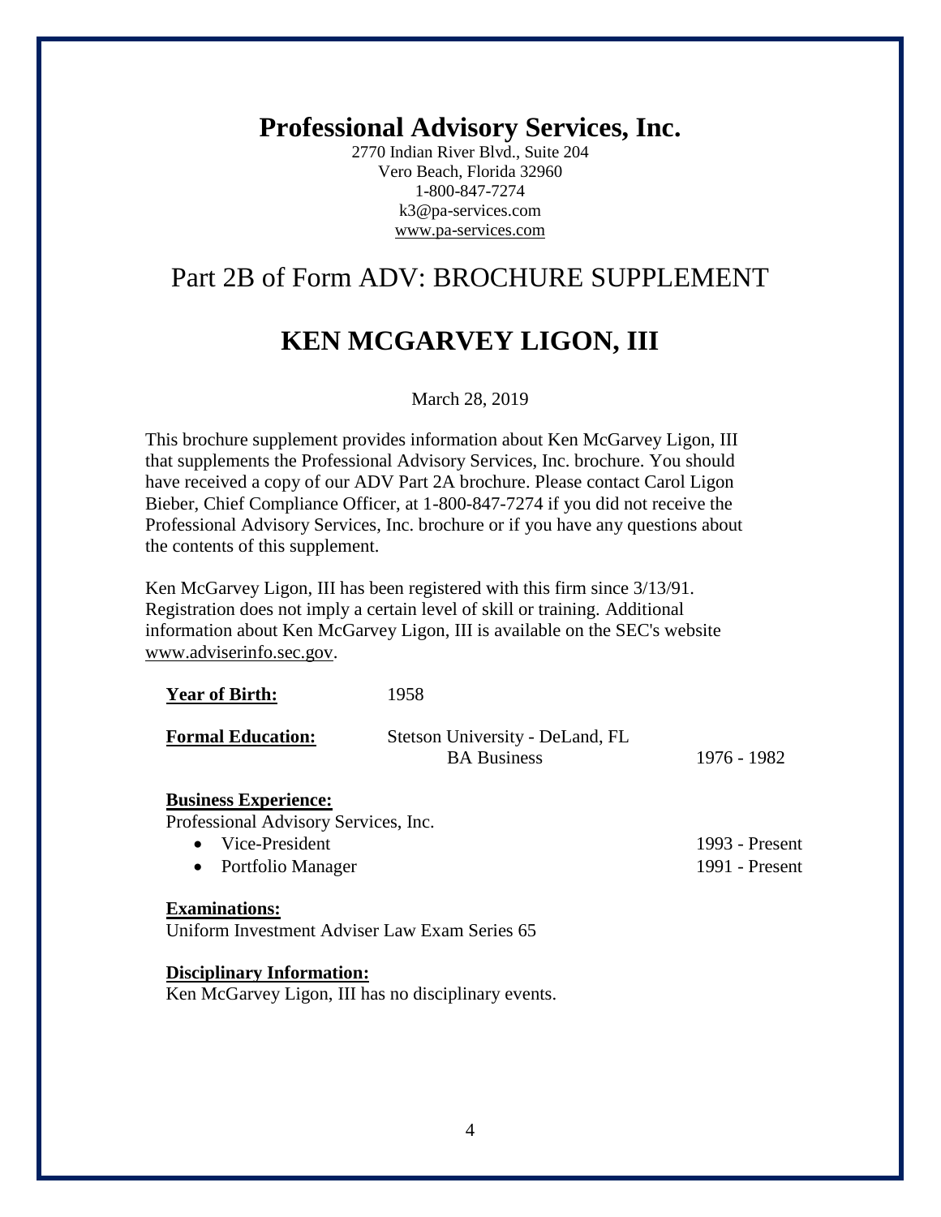# Professional Advisory Services, Inc.

2770 Indian River Blvd., Suite 204
Vero Beach, Florida 32960
1-800-847-7274
k3@pa-services.com
www.pa-services.com

## Part 2B of Form ADV: BROCHURE SUPPLEMENT

## KEN MCGARVEY LIGON, III

March 28, 2019

This brochure supplement provides information about Ken McGarvey Ligon, III that supplements the Professional Advisory Services, Inc. brochure. You should have received a copy of our ADV Part 2A brochure. Please contact Carol Ligon Bieber, Chief Compliance Officer, at 1-800-847-7274 if you did not receive the Professional Advisory Services, Inc. brochure or if you have any questions about the contents of this supplement.

Ken McGarvey Ligon, III has been registered with this firm since 3/13/91. Registration does not imply a certain level of skill or training. Additional information about Ken McGarvey Ligon, III is available on the SEC's website www.adviserinfo.sec.gov.

**Year of Birth:** 1958

**Formal Education:** Stetson University - DeLand, FL
BA Business 1976 - 1982

**Business Experience:**
Professional Advisory Services, Inc.

- Vice-President 1993 - Present
- Portfolio Manager 1991 - Present

**Examinations:**
Uniform Investment Adviser Law Exam Series 65

**Disciplinary Information:**
Ken McGarvey Ligon, III has no disciplinary events.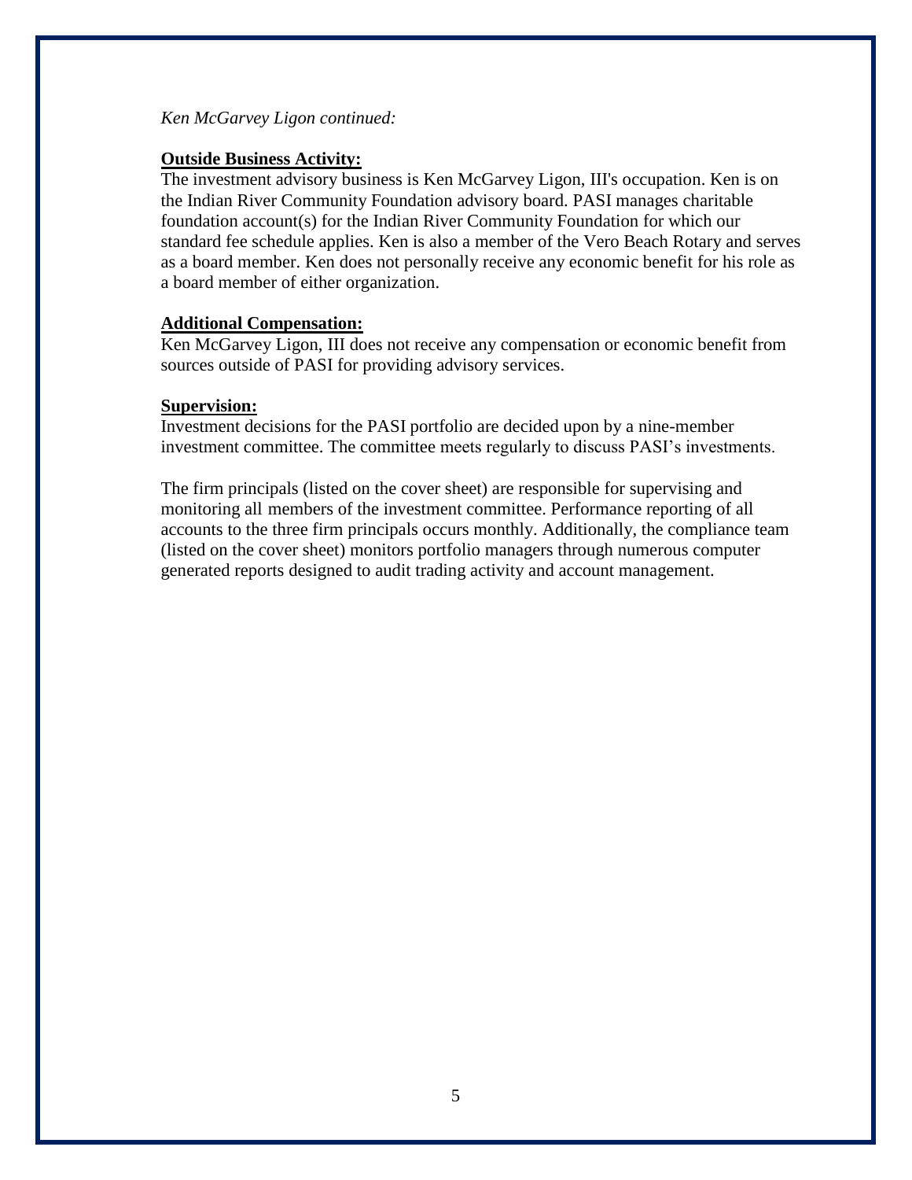*Ken McGarvey Ligon continued:*

**Outside Business Activity:**

The investment advisory business is Ken McGarvey Ligon, III's occupation. Ken is on the Indian River Community Foundation advisory board. PASI manages charitable foundation account(s) for the Indian River Community Foundation for which our standard fee schedule applies. Ken is also a member of the Vero Beach Rotary and serves as a board member. Ken does not personally receive any economic benefit for his role as a board member of either organization.

**Additional Compensation:**

Ken McGarvey Ligon, III does not receive any compensation or economic benefit from sources outside of PASI for providing advisory services.

**Supervision:**

Investment decisions for the PASI portfolio are decided upon by a nine-member investment committee. The committee meets regularly to discuss PASI's investments.

The firm principals (listed on the cover sheet) are responsible for supervising and monitoring all members of the investment committee. Performance reporting of all accounts to the three firm principals occurs monthly. Additionally, the compliance team (listed on the cover sheet) monitors portfolio managers through numerous computer generated reports designed to audit trading activity and account management.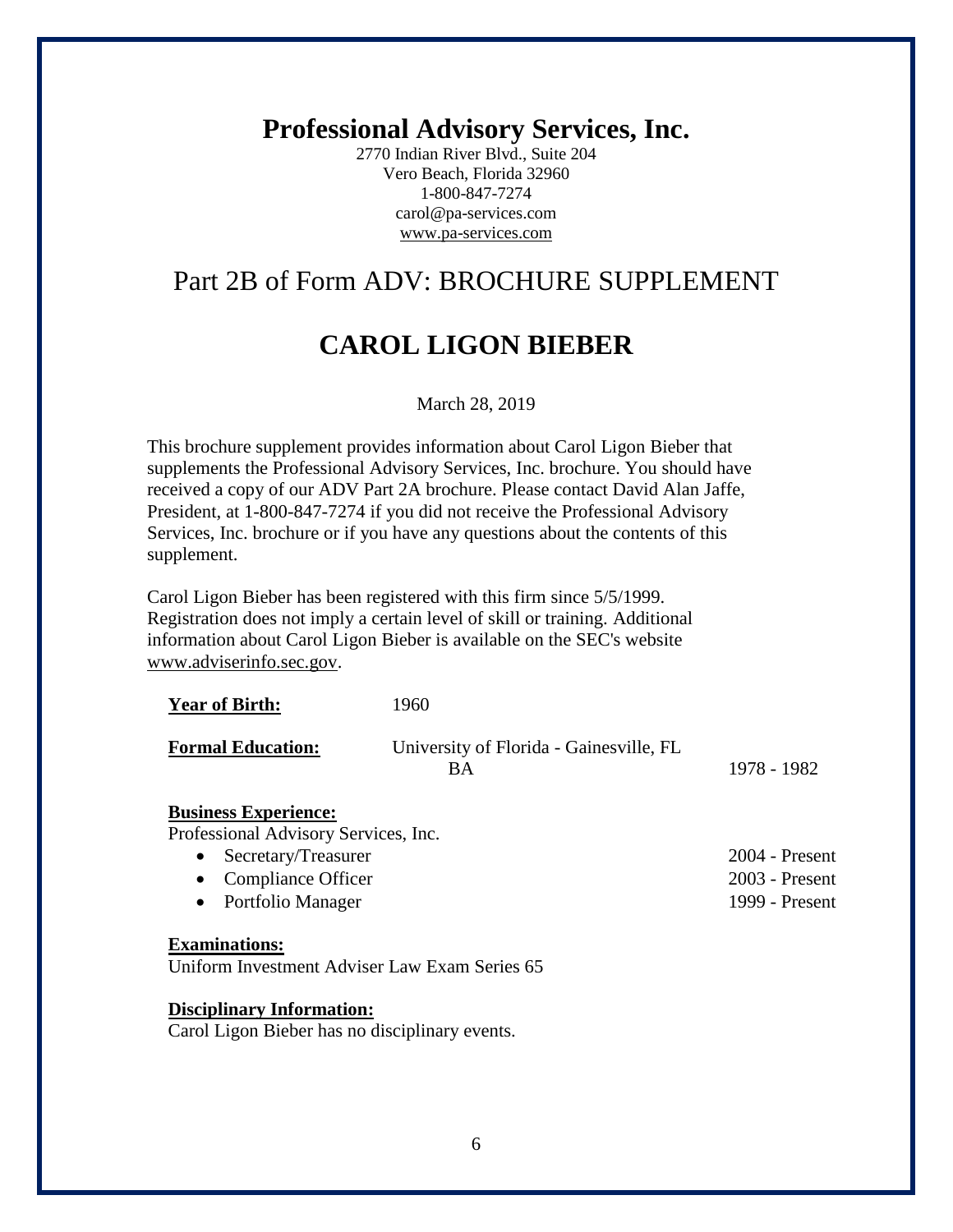# Professional Advisory Services, Inc.

2770 Indian River Blvd., Suite 204
Vero Beach, Florida 32960
1-800-847-7274
carol@pa-services.com
www.pa-services.com

## Part 2B of Form ADV: BROCHURE SUPPLEMENT

# CAROL LIGON BIEBER

March 28, 2019

This brochure supplement provides information about Carol Ligon Bieber that supplements the Professional Advisory Services, Inc. brochure. You should have received a copy of our ADV Part 2A brochure. Please contact David Alan Jaffe, President, at 1-800-847-7274 if you did not receive the Professional Advisory Services, Inc. brochure or if you have any questions about the contents of this supplement.

Carol Ligon Bieber has been registered with this firm since 5/5/1999. Registration does not imply a certain level of skill or training. Additional information about Carol Ligon Bieber is available on the SEC's website www.adviserinfo.sec.gov.

**Year of Birth:** 1960

**Formal Education:** University of Florida - Gainesville, FL
BA 1978 - 1982

**Business Experience:**

Professional Advisory Services, Inc.

- Secretary/Treasurer 2004 - Present
- Compliance Officer 2003 - Present
- Portfolio Manager 1999 - Present

**Examinations:**

Uniform Investment Adviser Law Exam Series 65

**Disciplinary Information:**

Carol Ligon Bieber has no disciplinary events.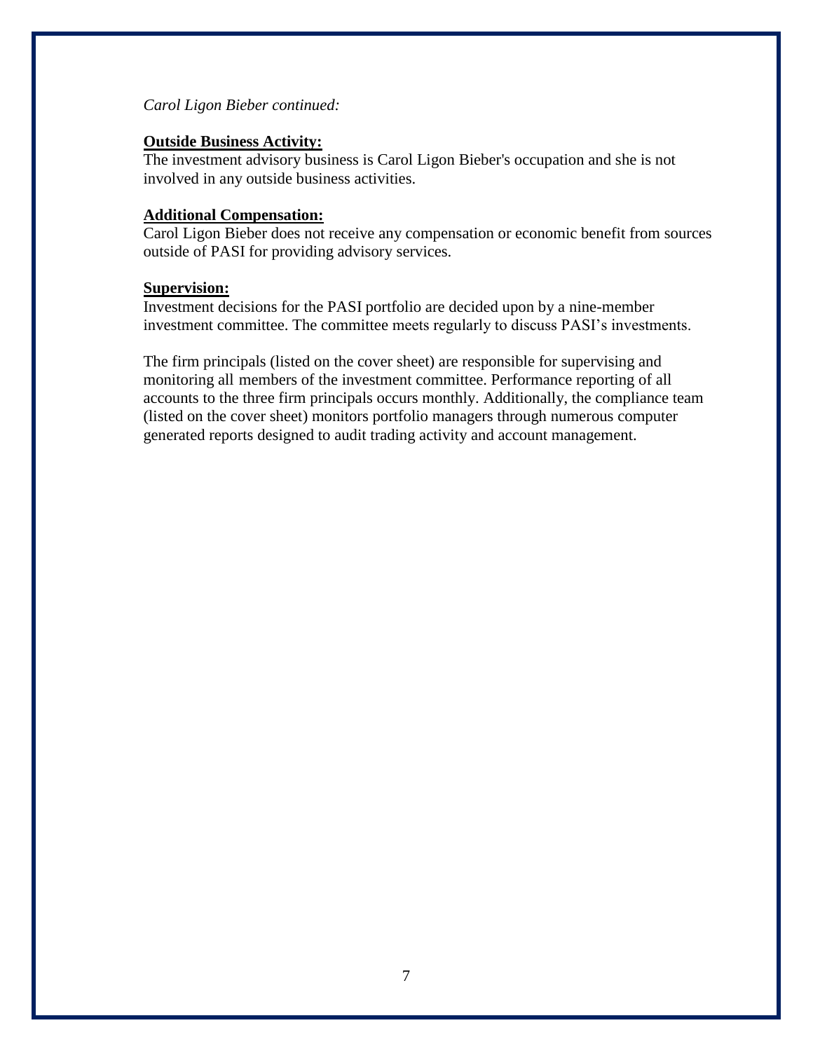*Carol Ligon Bieber continued:*

**Outside Business Activity:**

The investment advisory business is Carol Ligon Bieber's occupation and she is not involved in any outside business activities.

**Additional Compensation:**

Carol Ligon Bieber does not receive any compensation or economic benefit from sources outside of PASI for providing advisory services.

**Supervision:**

Investment decisions for the PASI portfolio are decided upon by a nine-member investment committee. The committee meets regularly to discuss PASI's investments.

The firm principals (listed on the cover sheet) are responsible for supervising and monitoring all members of the investment committee. Performance reporting of all accounts to the three firm principals occurs monthly. Additionally, the compliance team (listed on the cover sheet) monitors portfolio managers through numerous computer generated reports designed to audit trading activity and account management.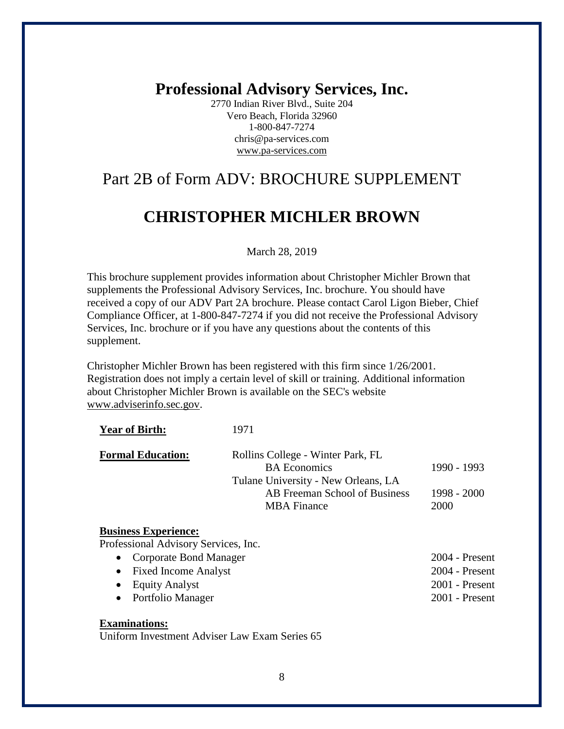# Professional Advisory Services, Inc.

2770 Indian River Blvd., Suite 204
Vero Beach, Florida 32960
1-800-847-7274
chris@pa-services.com
www.pa-services.com

## Part 2B of Form ADV: BROCHURE SUPPLEMENT

## CHRISTOPHER MICHLER BROWN

March 28, 2019

This brochure supplement provides information about Christopher Michler Brown that supplements the Professional Advisory Services, Inc. brochure. You should have received a copy of our ADV Part 2A brochure. Please contact Carol Ligon Bieber, Chief Compliance Officer, at 1-800-847-7274 if you did not receive the Professional Advisory Services, Inc. brochure or if you have any questions about the contents of this supplement.

Christopher Michler Brown has been registered with this firm since 1/26/2001. Registration does not imply a certain level of skill or training. Additional information about Christopher Michler Brown is available on the SEC's website www.adviserinfo.sec.gov.

**Year of Birth:** 1971

**Formal Education:**

| | |
|---|---|
| Rollins College - Winter Park, FL | |
| BA Economics | 1990 - 1993 |
| Tulane University - New Orleans, LA | |
| AB Freeman School of Business | 1998 - 2000 |
| MBA Finance | 2000 |

**Business Experience:**

Professional Advisory Services, Inc.

- Corporate Bond Manager — 2004 - Present
- Fixed Income Analyst — 2004 - Present
- Equity Analyst — 2001 - Present
- Portfolio Manager — 2001 - Present

**Examinations:**

Uniform Investment Adviser Law Exam Series 65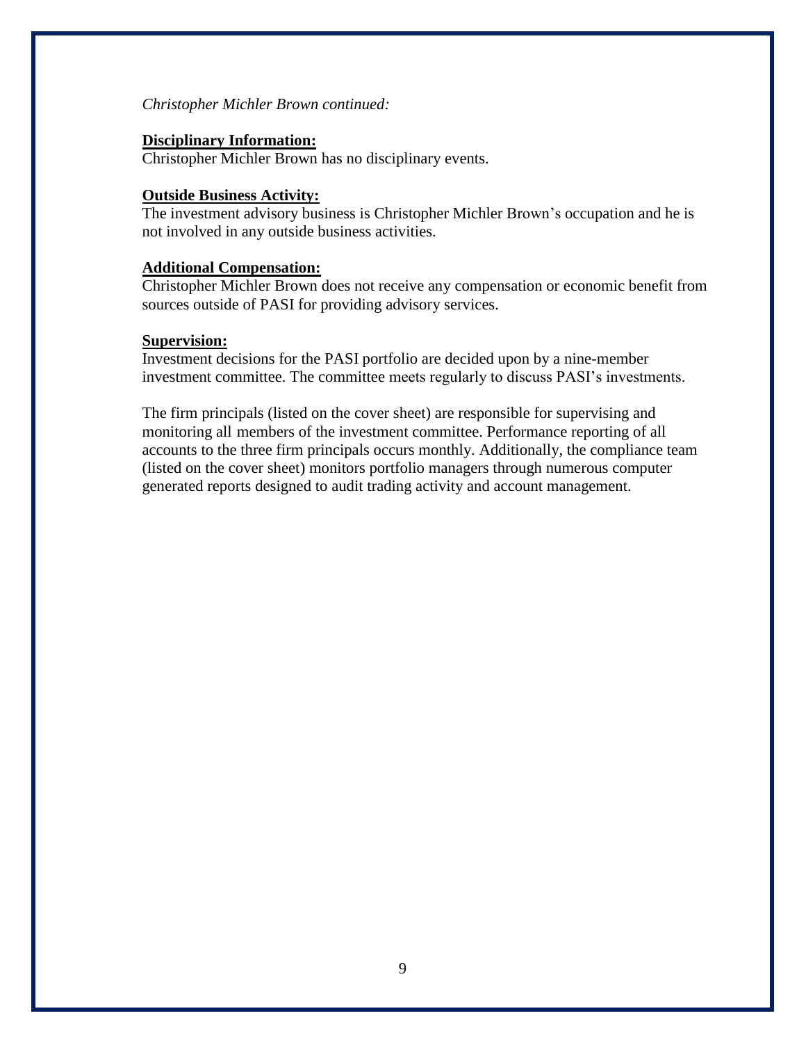*Christopher Michler Brown continued:*

**Disciplinary Information:**

Christopher Michler Brown has no disciplinary events.

**Outside Business Activity:**

The investment advisory business is Christopher Michler Brown's occupation and he is not involved in any outside business activities.

**Additional Compensation:**

Christopher Michler Brown does not receive any compensation or economic benefit from sources outside of PASI for providing advisory services.

**Supervision:**

Investment decisions for the PASI portfolio are decided upon by a nine-member investment committee. The committee meets regularly to discuss PASI's investments.

The firm principals (listed on the cover sheet) are responsible for supervising and monitoring all members of the investment committee. Performance reporting of all accounts to the three firm principals occurs monthly. Additionally, the compliance team (listed on the cover sheet) monitors portfolio managers through numerous computer generated reports designed to audit trading activity and account management.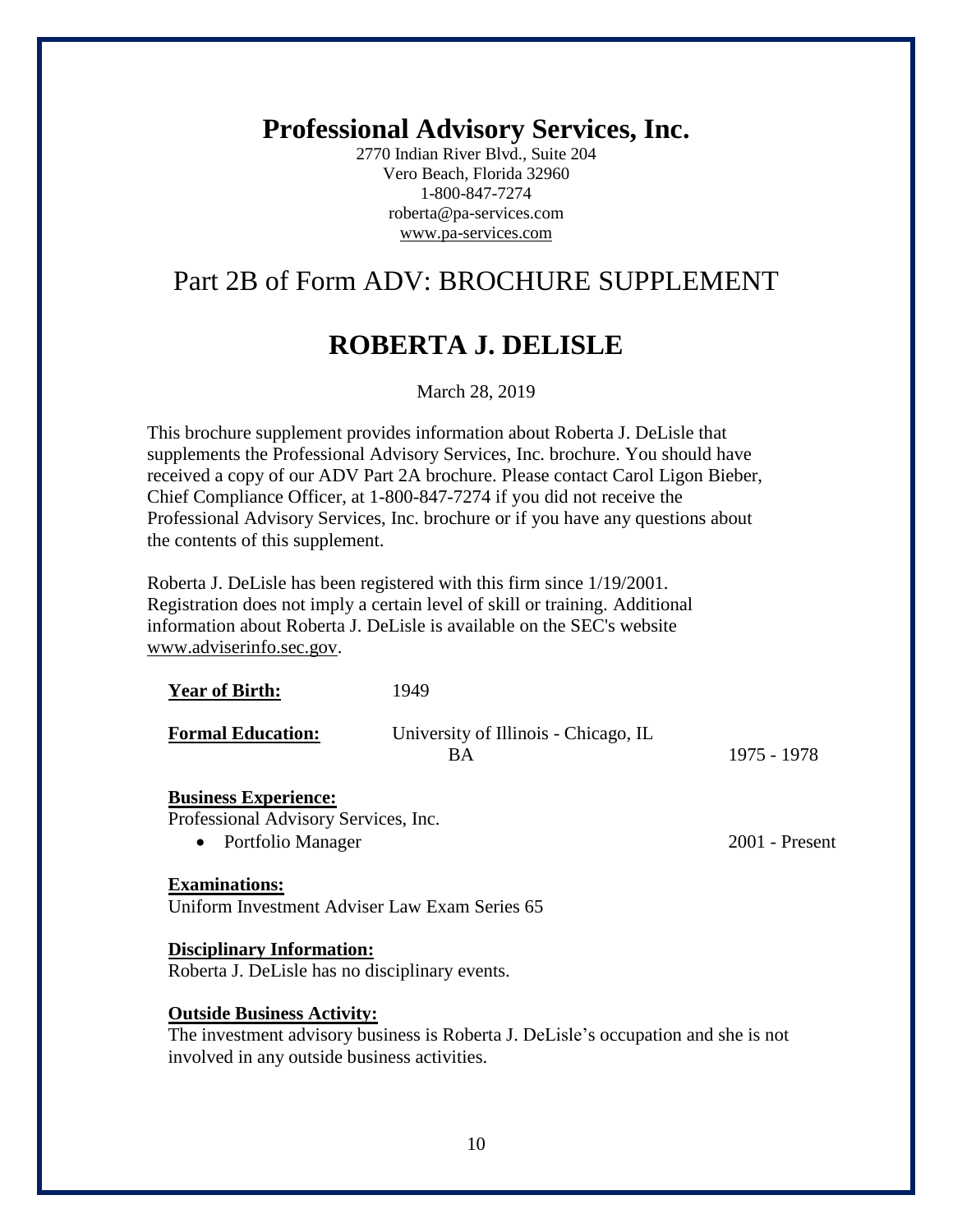# Professional Advisory Services, Inc.

2770 Indian River Blvd., Suite 204
Vero Beach, Florida 32960
1-800-847-7274
roberta@pa-services.com
www.pa-services.com

## Part 2B of Form ADV: BROCHURE SUPPLEMENT

## ROBERTA J. DELISLE

March 28, 2019

This brochure supplement provides information about Roberta J. DeLisle that supplements the Professional Advisory Services, Inc. brochure. You should have received a copy of our ADV Part 2A brochure. Please contact Carol Ligon Bieber, Chief Compliance Officer, at 1-800-847-7274 if you did not receive the Professional Advisory Services, Inc. brochure or if you have any questions about the contents of this supplement.

Roberta J. DeLisle has been registered with this firm since 1/19/2001. Registration does not imply a certain level of skill or training. Additional information about Roberta J. DeLisle is available on the SEC's website www.adviserinfo.sec.gov.

**Year of Birth:** 1949

**Formal Education:** University of Illinois - Chicago, IL
BA 1975 - 1978

**Business Experience:**
Professional Advisory Services, Inc.

- Portfolio Manager 2001 - Present

**Examinations:**
Uniform Investment Adviser Law Exam Series 65

**Disciplinary Information:**
Roberta J. DeLisle has no disciplinary events.

**Outside Business Activity:**
The investment advisory business is Roberta J. DeLisle's occupation and she is not involved in any outside business activities.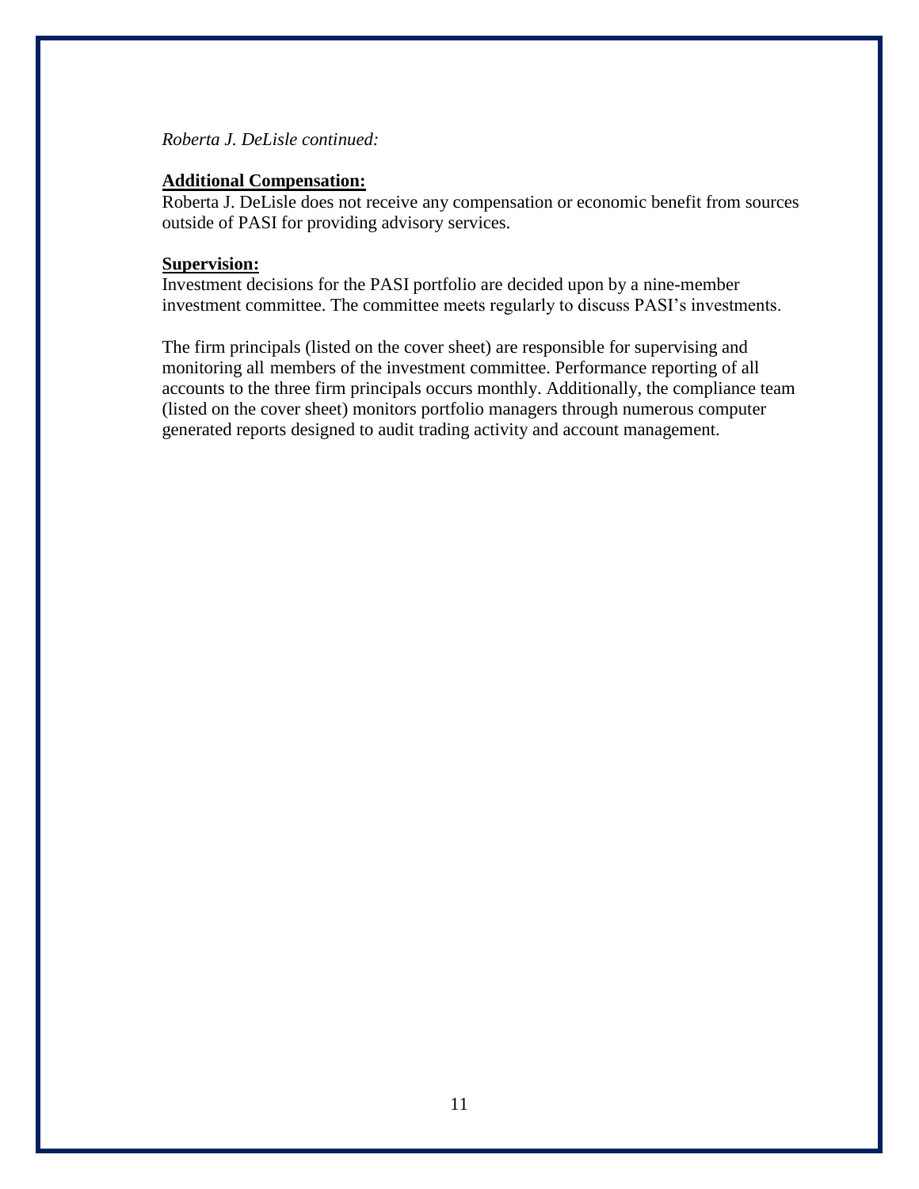*Roberta J. DeLisle continued:*

**Additional Compensation:**

Roberta J. DeLisle does not receive any compensation or economic benefit from sources outside of PASI for providing advisory services.

**Supervision:**

Investment decisions for the PASI portfolio are decided upon by a nine-member investment committee. The committee meets regularly to discuss PASI's investments.

The firm principals (listed on the cover sheet) are responsible for supervising and monitoring all members of the investment committee. Performance reporting of all accounts to the three firm principals occurs monthly. Additionally, the compliance team (listed on the cover sheet) monitors portfolio managers through numerous computer generated reports designed to audit trading activity and account management.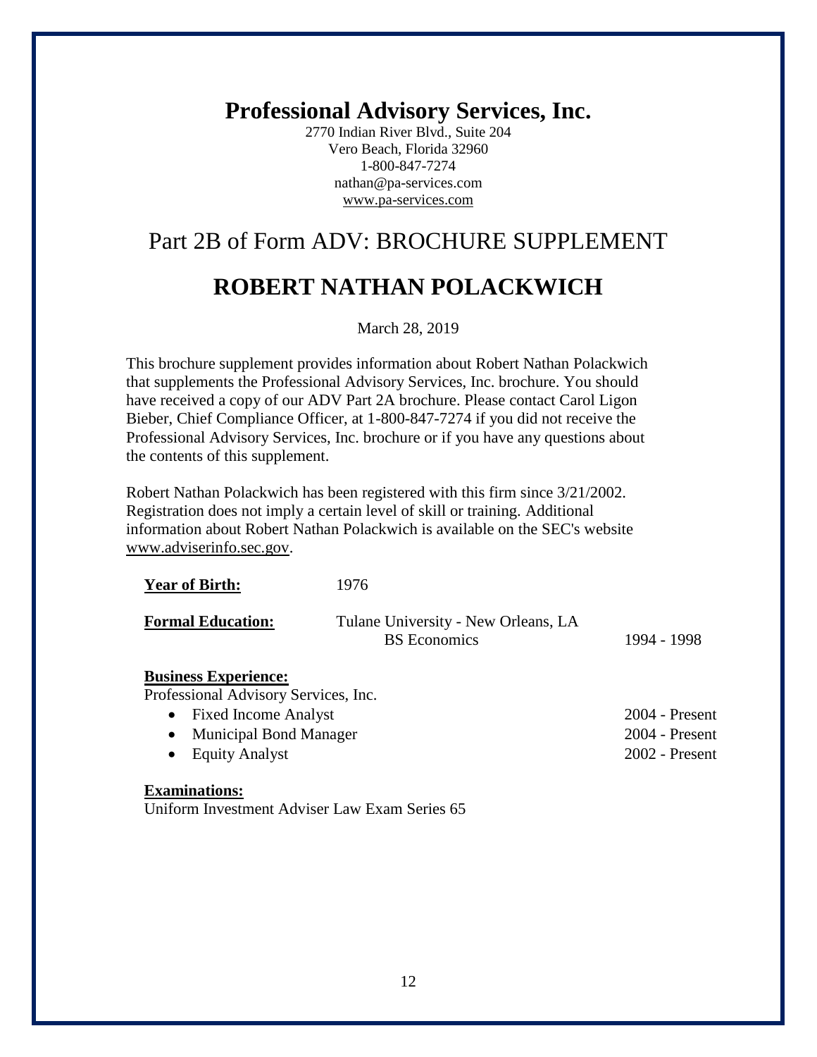# Professional Advisory Services, Inc.

2770 Indian River Blvd., Suite 204
Vero Beach, Florida 32960
1-800-847-7274
nathan@pa-services.com
www.pa-services.com

## Part 2B of Form ADV: BROCHURE SUPPLEMENT

## ROBERT NATHAN POLACKWICH

March 28, 2019

This brochure supplement provides information about Robert Nathan Polackwich that supplements the Professional Advisory Services, Inc. brochure. You should have received a copy of our ADV Part 2A brochure. Please contact Carol Ligon Bieber, Chief Compliance Officer, at 1-800-847-7274 if you did not receive the Professional Advisory Services, Inc. brochure or if you have any questions about the contents of this supplement.

Robert Nathan Polackwich has been registered with this firm since 3/21/2002. Registration does not imply a certain level of skill or training. Additional information about Robert Nathan Polackwich is available on the SEC's website www.adviserinfo.sec.gov.

**Year of Birth:** 1976

**Formal Education:** Tulane University - New Orleans, LA
BS Economics 1994 - 1998

**Business Experience:**
Professional Advisory Services, Inc.

- Fixed Income Analyst 2004 - Present
- Municipal Bond Manager 2004 - Present
- Equity Analyst 2002 - Present

**Examinations:**
Uniform Investment Adviser Law Exam Series 65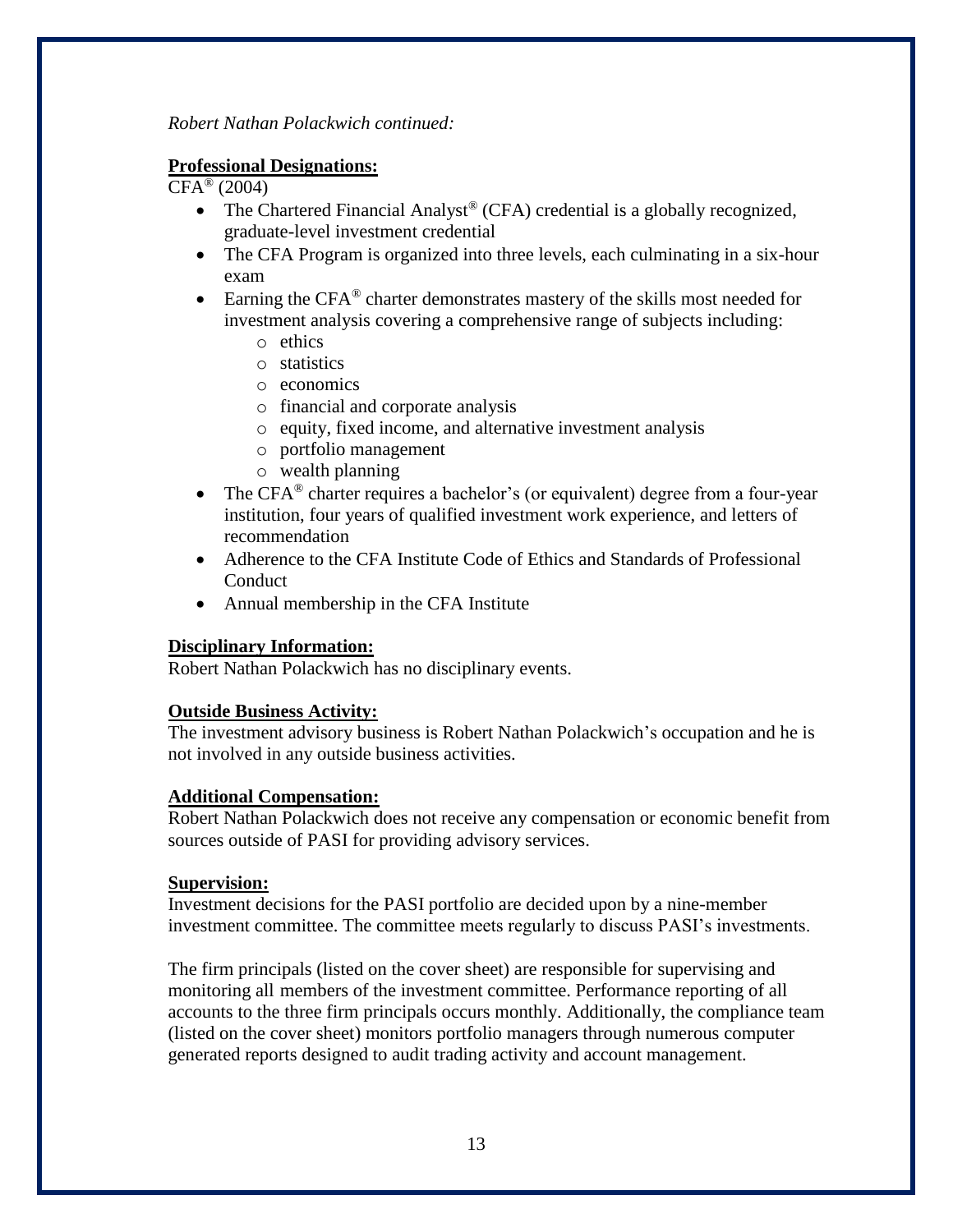*Robert Nathan Polackwich continued:*

**Professional Designations:**

CFA® (2004)

- The Chartered Financial Analyst® (CFA) credential is a globally recognized, graduate-level investment credential
- The CFA Program is organized into three levels, each culminating in a six-hour exam
- Earning the CFA® charter demonstrates mastery of the skills most needed for investment analysis covering a comprehensive range of subjects including:
    - ethics
    - statistics
    - economics
    - financial and corporate analysis
    - equity, fixed income, and alternative investment analysis
    - portfolio management
    - wealth planning
- The CFA® charter requires a bachelor's (or equivalent) degree from a four-year institution, four years of qualified investment work experience, and letters of recommendation
- Adherence to the CFA Institute Code of Ethics and Standards of Professional Conduct
- Annual membership in the CFA Institute

**Disciplinary Information:**

Robert Nathan Polackwich has no disciplinary events.

**Outside Business Activity:**

The investment advisory business is Robert Nathan Polackwich's occupation and he is not involved in any outside business activities.

**Additional Compensation:**

Robert Nathan Polackwich does not receive any compensation or economic benefit from sources outside of PASI for providing advisory services.

**Supervision:**

Investment decisions for the PASI portfolio are decided upon by a nine-member investment committee. The committee meets regularly to discuss PASI's investments.

The firm principals (listed on the cover sheet) are responsible for supervising and monitoring all members of the investment committee. Performance reporting of all accounts to the three firm principals occurs monthly. Additionally, the compliance team (listed on the cover sheet) monitors portfolio managers through numerous computer generated reports designed to audit trading activity and account management.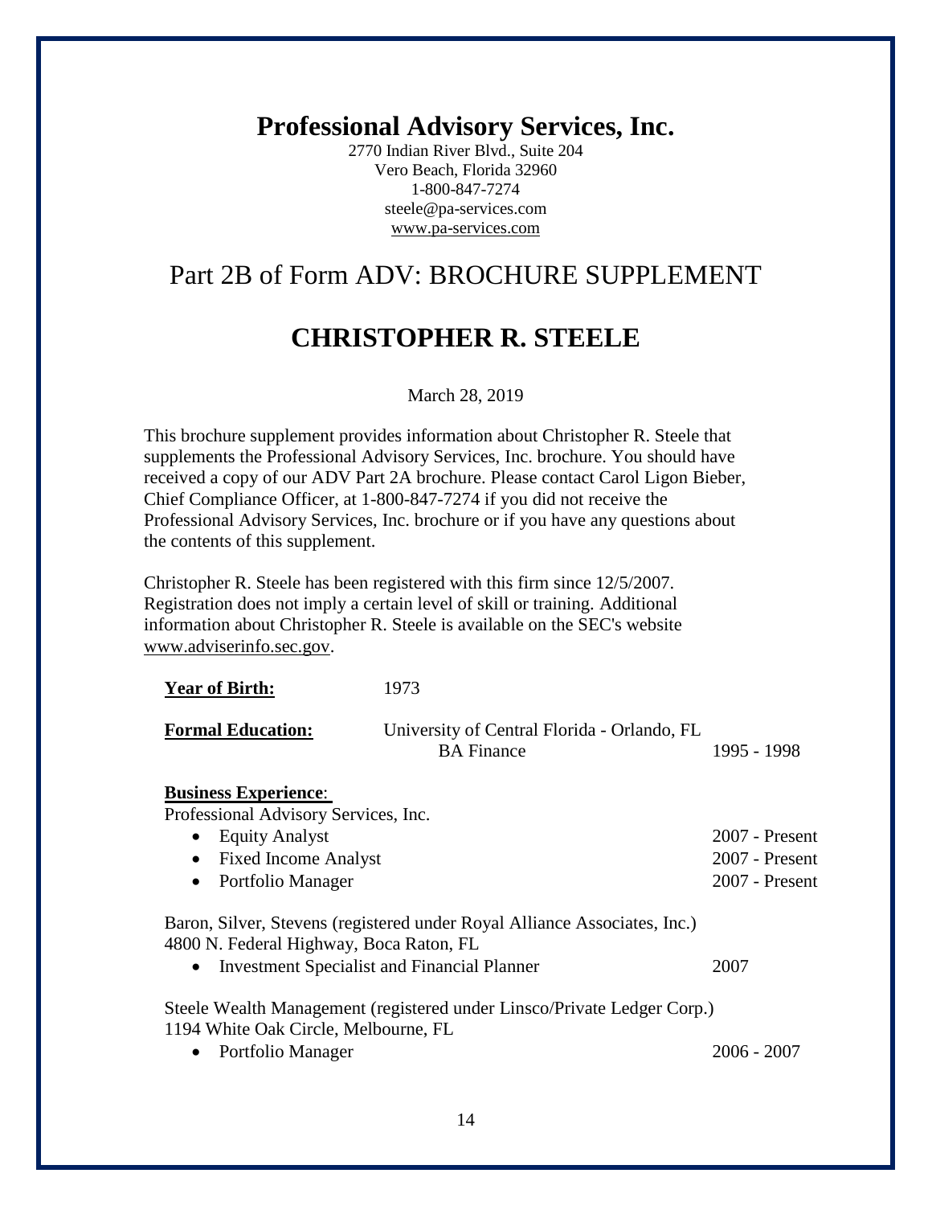# Professional Advisory Services, Inc.

2770 Indian River Blvd., Suite 204
Vero Beach, Florida 32960
1-800-847-7274
steele@pa-services.com
www.pa-services.com

## Part 2B of Form ADV: BROCHURE SUPPLEMENT

## CHRISTOPHER R. STEELE

March 28, 2019

This brochure supplement provides information about Christopher R. Steele that supplements the Professional Advisory Services, Inc. brochure. You should have received a copy of our ADV Part 2A brochure. Please contact Carol Ligon Bieber, Chief Compliance Officer, at 1-800-847-7274 if you did not receive the Professional Advisory Services, Inc. brochure or if you have any questions about the contents of this supplement.

Christopher R. Steele has been registered with this firm since 12/5/2007. Registration does not imply a certain level of skill or training. Additional information about Christopher R. Steele is available on the SEC's website www.adviserinfo.sec.gov.

**Year of Birth:** 1973

**Formal Education:** University of Central Florida - Orlando, FL
BA Finance 1995 - 1998

**Business Experience:**

Professional Advisory Services, Inc.

- Equity Analyst 2007 - Present
- Fixed Income Analyst 2007 - Present
- Portfolio Manager 2007 - Present

Baron, Silver, Stevens (registered under Royal Alliance Associates, Inc.)
4800 N. Federal Highway, Boca Raton, FL

- Investment Specialist and Financial Planner 2007

Steele Wealth Management (registered under Linsco/Private Ledger Corp.)
1194 White Oak Circle, Melbourne, FL

- Portfolio Manager 2006 - 2007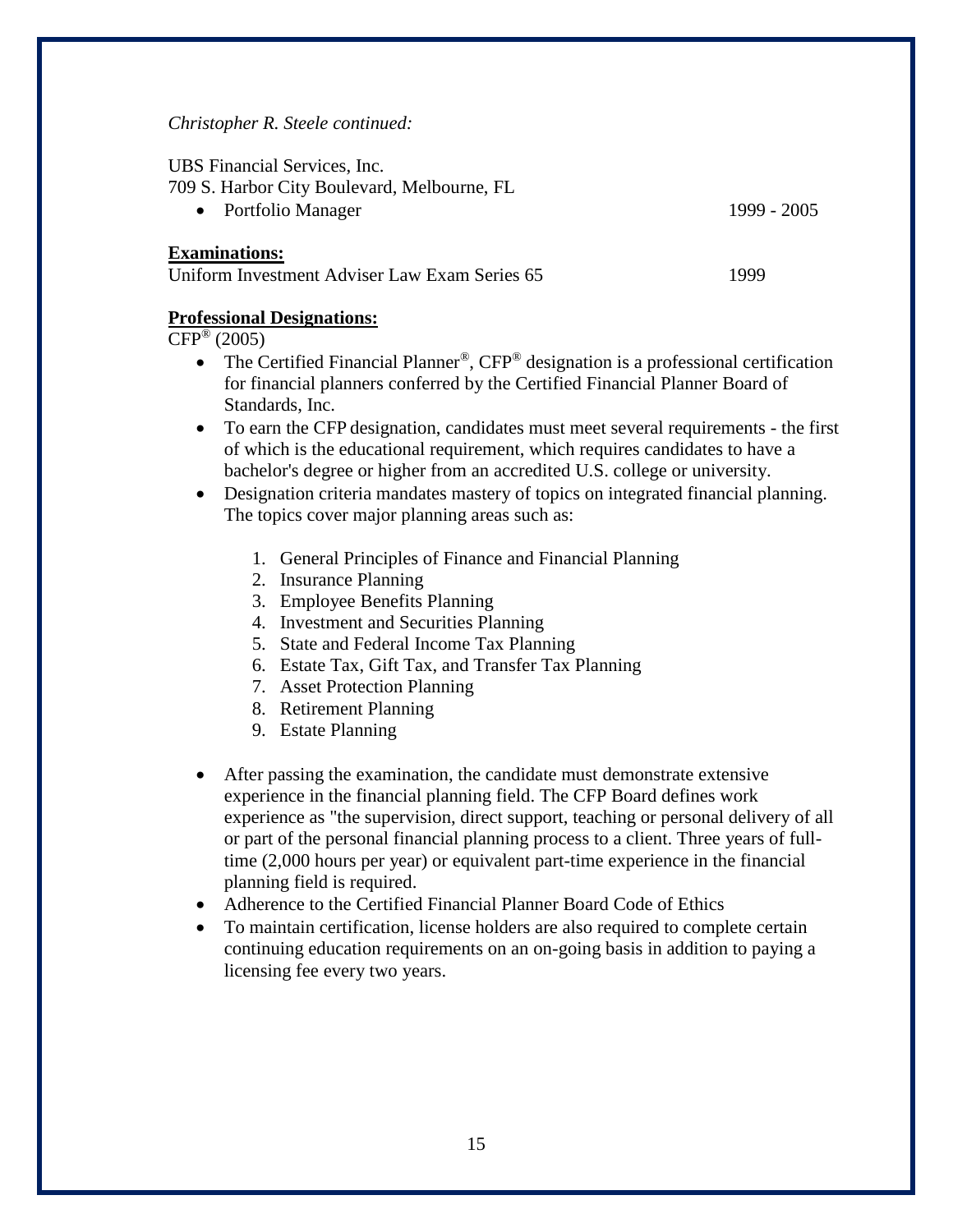*Christopher R. Steele continued:*

UBS Financial Services, Inc.
709 S. Harbor City Boulevard, Melbourne, FL

- Portfolio Manager 1999 - 2005

**Examinations:**

Uniform Investment Adviser Law Exam Series 65 1999

**Professional Designations:**

CFP® (2005)

- The Certified Financial Planner®, CFP® designation is a professional certification for financial planners conferred by the Certified Financial Planner Board of Standards, Inc.
- To earn the CFP designation, candidates must meet several requirements - the first of which is the educational requirement, which requires candidates to have a bachelor's degree or higher from an accredited U.S. college or university.
- Designation criteria mandates mastery of topics on integrated financial planning. The topics cover major planning areas such as:

    1. General Principles of Finance and Financial Planning
    2. Insurance Planning
    3. Employee Benefits Planning
    4. Investment and Securities Planning
    5. State and Federal Income Tax Planning
    6. Estate Tax, Gift Tax, and Transfer Tax Planning
    7. Asset Protection Planning
    8. Retirement Planning
    9. Estate Planning

- After passing the examination, the candidate must demonstrate extensive experience in the financial planning field. The CFP Board defines work experience as "the supervision, direct support, teaching or personal delivery of all or part of the personal financial planning process to a client. Three years of full-time (2,000 hours per year) or equivalent part-time experience in the financial planning field is required.
- Adherence to the Certified Financial Planner Board Code of Ethics
- To maintain certification, license holders are also required to complete certain continuing education requirements on an on-going basis in addition to paying a licensing fee every two years.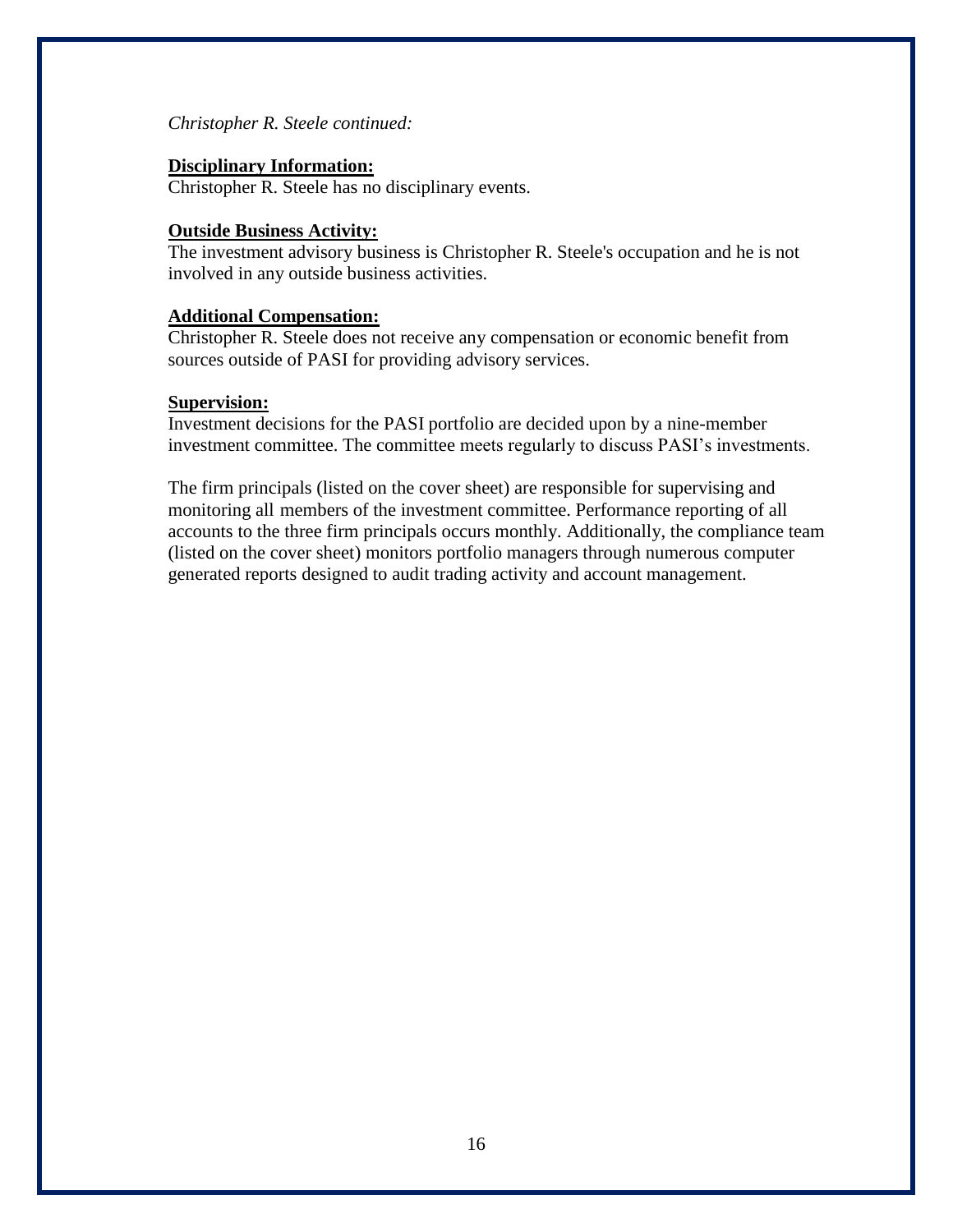*Christopher R. Steele continued:*

**Disciplinary Information:**

Christopher R. Steele has no disciplinary events.

**Outside Business Activity:**

The investment advisory business is Christopher R. Steele's occupation and he is not involved in any outside business activities.

**Additional Compensation:**

Christopher R. Steele does not receive any compensation or economic benefit from sources outside of PASI for providing advisory services.

**Supervision:**

Investment decisions for the PASI portfolio are decided upon by a nine-member investment committee. The committee meets regularly to discuss PASI's investments.

The firm principals (listed on the cover sheet) are responsible for supervising and monitoring all members of the investment committee. Performance reporting of all accounts to the three firm principals occurs monthly. Additionally, the compliance team (listed on the cover sheet) monitors portfolio managers through numerous computer generated reports designed to audit trading activity and account management.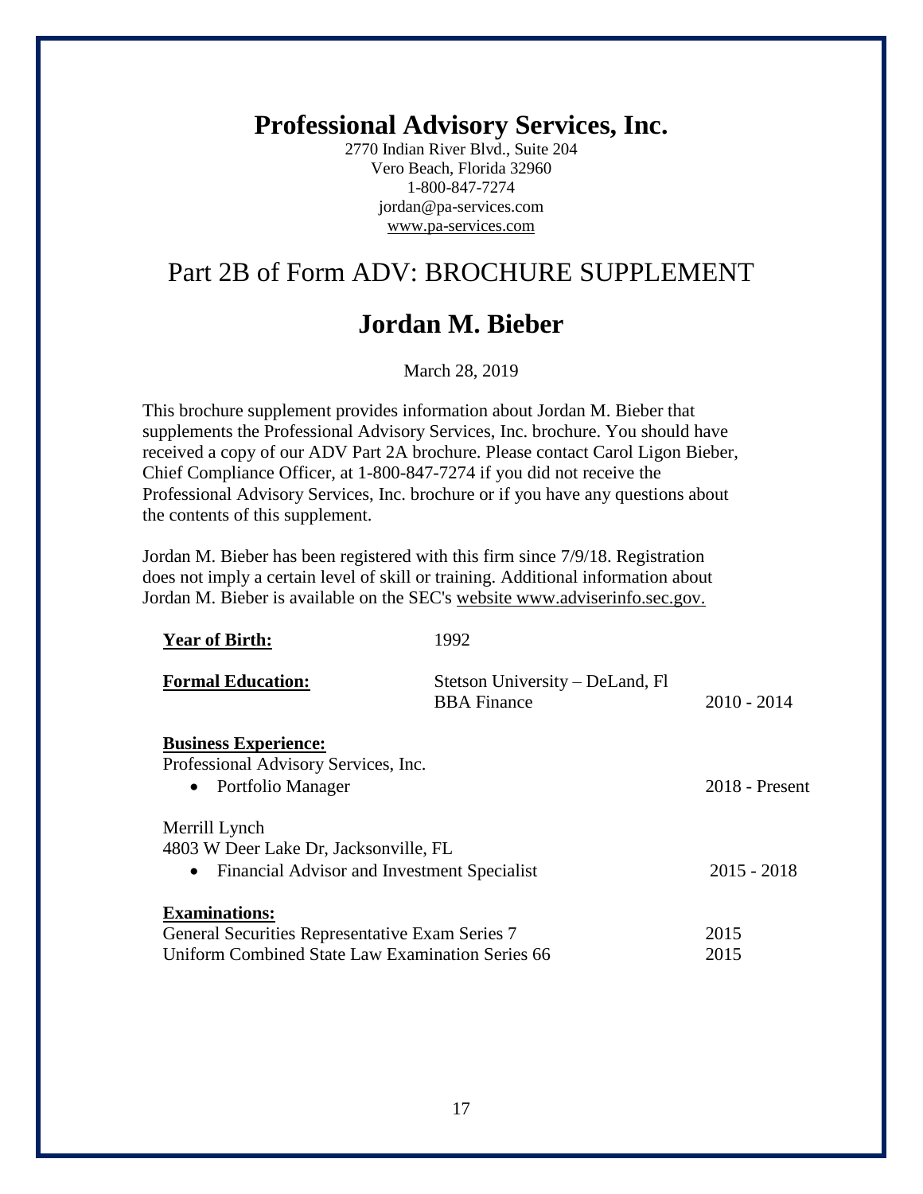# Professional Advisory Services, Inc.

2770 Indian River Blvd., Suite 204
Vero Beach, Florida 32960
1-800-847-7274
jordan@pa-services.com
www.pa-services.com

## Part 2B of Form ADV: BROCHURE SUPPLEMENT

## Jordan M. Bieber

March 28, 2019

This brochure supplement provides information about Jordan M. Bieber that supplements the Professional Advisory Services, Inc. brochure. You should have received a copy of our ADV Part 2A brochure. Please contact Carol Ligon Bieber, Chief Compliance Officer, at 1-800-847-7274 if you did not receive the Professional Advisory Services, Inc. brochure or if you have any questions about the contents of this supplement.

Jordan M. Bieber has been registered with this firm since 7/9/18. Registration does not imply a certain level of skill or training. Additional information about Jordan M. Bieber is available on the SEC's website www.adviserinfo.sec.gov.

**Year of Birth:** 1992

**Formal Education:**
Stetson University – DeLand, Fl
BBA Finance — 2010 - 2014

**Business Experience:**

Professional Advisory Services, Inc.

- Portfolio Manager — 2018 - Present

Merrill Lynch
4803 W Deer Lake Dr, Jacksonville, FL

- Financial Advisor and Investment Specialist — 2015 - 2018

**Examinations:**

General Securities Representative Exam Series 7 — 2015
Uniform Combined State Law Examination Series 66 — 2015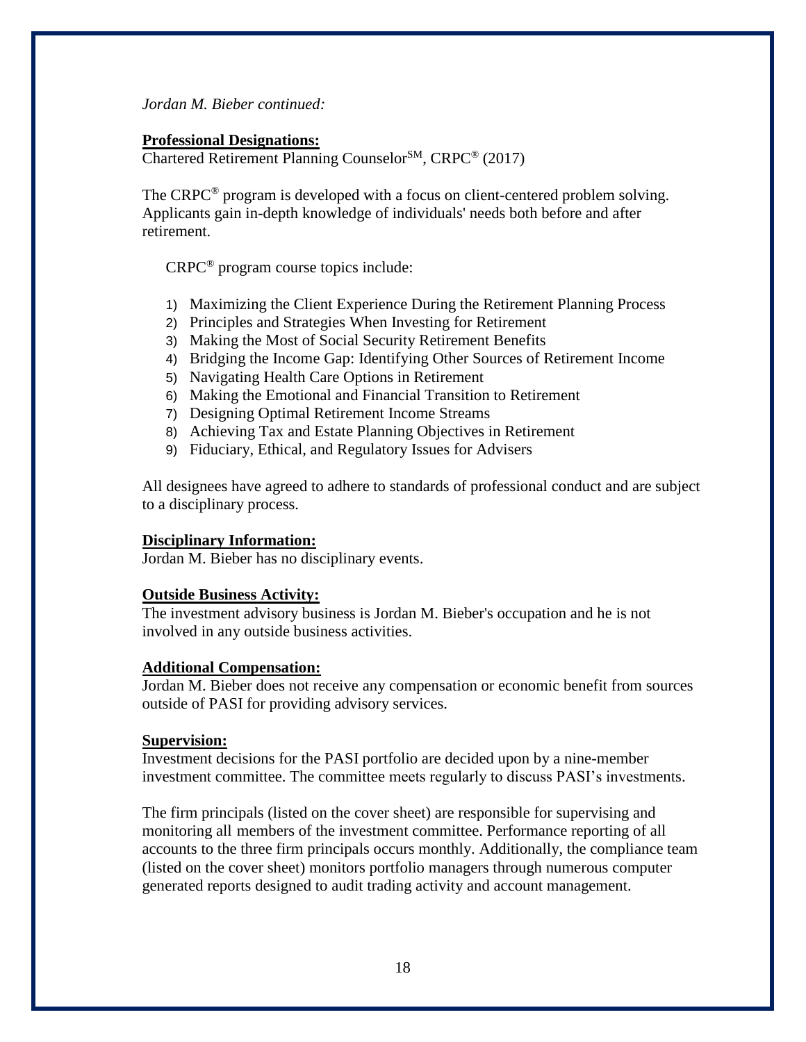*Jordan M. Bieber continued:*

**Professional Designations:**

Chartered Retirement Planning Counselor℠, CRPC® (2017)

The CRPC® program is developed with a focus on client-centered problem solving. Applicants gain in-depth knowledge of individuals' needs both before and after retirement.

CRPC® program course topics include:

1) Maximizing the Client Experience During the Retirement Planning Process
2) Principles and Strategies When Investing for Retirement
3) Making the Most of Social Security Retirement Benefits
4) Bridging the Income Gap: Identifying Other Sources of Retirement Income
5) Navigating Health Care Options in Retirement
6) Making the Emotional and Financial Transition to Retirement
7) Designing Optimal Retirement Income Streams
8) Achieving Tax and Estate Planning Objectives in Retirement
9) Fiduciary, Ethical, and Regulatory Issues for Advisers

All designees have agreed to adhere to standards of professional conduct and are subject to a disciplinary process.

**Disciplinary Information:**

Jordan M. Bieber has no disciplinary events.

**Outside Business Activity:**

The investment advisory business is Jordan M. Bieber's occupation and he is not involved in any outside business activities.

**Additional Compensation:**

Jordan M. Bieber does not receive any compensation or economic benefit from sources outside of PASI for providing advisory services.

**Supervision:**

Investment decisions for the PASI portfolio are decided upon by a nine-member investment committee. The committee meets regularly to discuss PASI's investments.

The firm principals (listed on the cover sheet) are responsible for supervising and monitoring all members of the investment committee. Performance reporting of all accounts to the three firm principals occurs monthly. Additionally, the compliance team (listed on the cover sheet) monitors portfolio managers through numerous computer generated reports designed to audit trading activity and account management.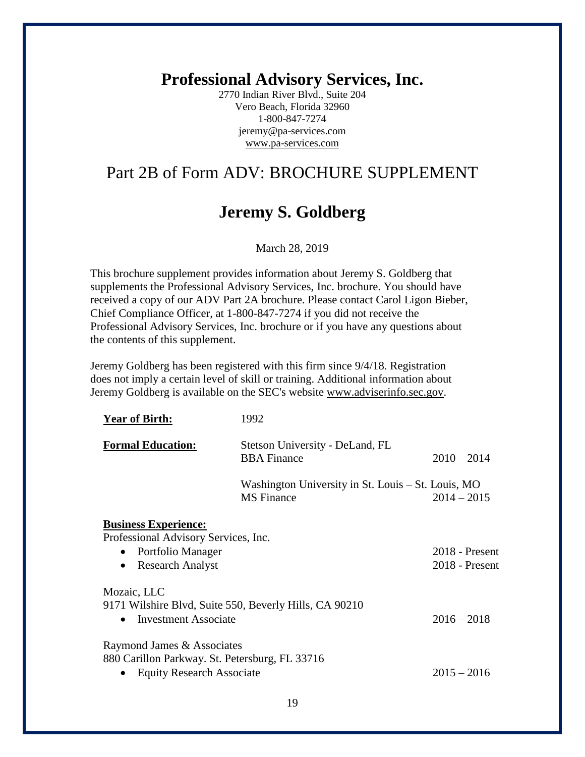# Professional Advisory Services, Inc.

2770 Indian River Blvd., Suite 204
Vero Beach, Florida 32960
1-800-847-7274
jeremy@pa-services.com
www.pa-services.com

## Part 2B of Form ADV: BROCHURE SUPPLEMENT

## Jeremy S. Goldberg

March 28, 2019

This brochure supplement provides information about Jeremy S. Goldberg that supplements the Professional Advisory Services, Inc. brochure. You should have received a copy of our ADV Part 2A brochure. Please contact Carol Ligon Bieber, Chief Compliance Officer, at 1-800-847-7274 if you did not receive the Professional Advisory Services, Inc. brochure or if you have any questions about the contents of this supplement.

Jeremy Goldberg has been registered with this firm since 9/4/18. Registration does not imply a certain level of skill or training. Additional information about Jeremy Goldberg is available on the SEC's website www.adviserinfo.sec.gov.

**Year of Birth:** 1992

**Formal Education:**

Stetson University - DeLand, FL
BBA Finance 2010 – 2014

Washington University in St. Louis – St. Louis, MO
MS Finance 2014 – 2015

**Business Experience:**

Professional Advisory Services, Inc.

- Portfolio Manager 2018 - Present
- Research Analyst 2018 - Present

Mozaic, LLC
9171 Wilshire Blvd, Suite 550, Beverly Hills, CA 90210

- Investment Associate 2016 – 2018

Raymond James & Associates
880 Carillon Parkway. St. Petersburg, FL 33716

- Equity Research Associate 2015 – 2016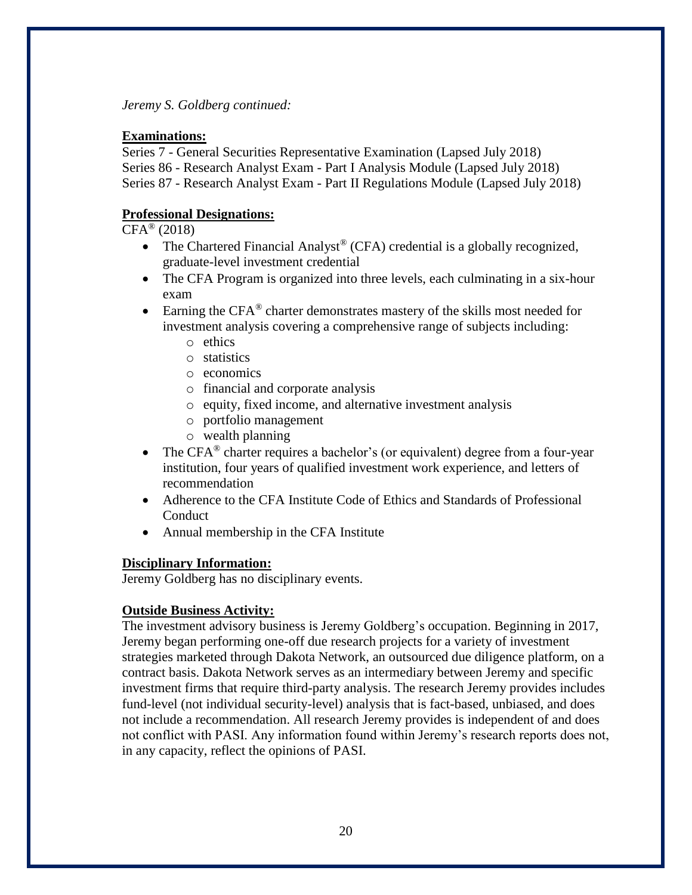*Jeremy S. Goldberg continued:*

**Examinations:**

Series 7 - General Securities Representative Examination (Lapsed July 2018)
Series 86 - Research Analyst Exam - Part I Analysis Module (Lapsed July 2018)
Series 87 - Research Analyst Exam - Part II Regulations Module (Lapsed July 2018)

**Professional Designations:**

CFA® (2018)

- The Chartered Financial Analyst® (CFA) credential is a globally recognized, graduate-level investment credential
- The CFA Program is organized into three levels, each culminating in a six-hour exam
- Earning the CFA® charter demonstrates mastery of the skills most needed for investment analysis covering a comprehensive range of subjects including:
    - ethics
    - statistics
    - economics
    - financial and corporate analysis
    - equity, fixed income, and alternative investment analysis
    - portfolio management
    - wealth planning
- The CFA® charter requires a bachelor's (or equivalent) degree from a four-year institution, four years of qualified investment work experience, and letters of recommendation
- Adherence to the CFA Institute Code of Ethics and Standards of Professional Conduct
- Annual membership in the CFA Institute

**Disciplinary Information:**

Jeremy Goldberg has no disciplinary events.

**Outside Business Activity:**

The investment advisory business is Jeremy Goldberg's occupation. Beginning in 2017, Jeremy began performing one-off due research projects for a variety of investment strategies marketed through Dakota Network, an outsourced due diligence platform, on a contract basis. Dakota Network serves as an intermediary between Jeremy and specific investment firms that require third-party analysis. The research Jeremy provides includes fund-level (not individual security-level) analysis that is fact-based, unbiased, and does not include a recommendation. All research Jeremy provides is independent of and does not conflict with PASI. Any information found within Jeremy's research reports does not, in any capacity, reflect the opinions of PASI.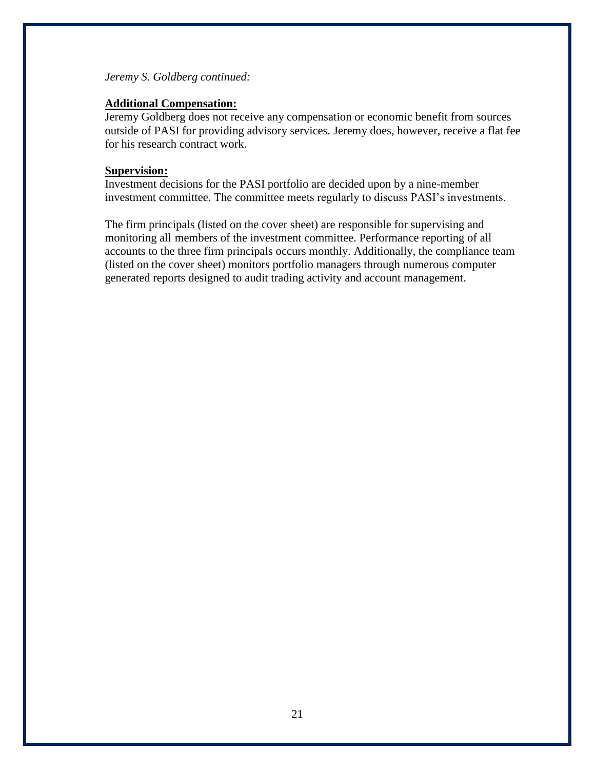*Jeremy S. Goldberg continued:*

**Additional Compensation:**

Jeremy Goldberg does not receive any compensation or economic benefit from sources outside of PASI for providing advisory services. Jeremy does, however, receive a flat fee for his research contract work.

**Supervision:**

Investment decisions for the PASI portfolio are decided upon by a nine-member investment committee. The committee meets regularly to discuss PASI's investments.

The firm principals (listed on the cover sheet) are responsible for supervising and monitoring all members of the investment committee. Performance reporting of all accounts to the three firm principals occurs monthly. Additionally, the compliance team (listed on the cover sheet) monitors portfolio managers through numerous computer generated reports designed to audit trading activity and account management.